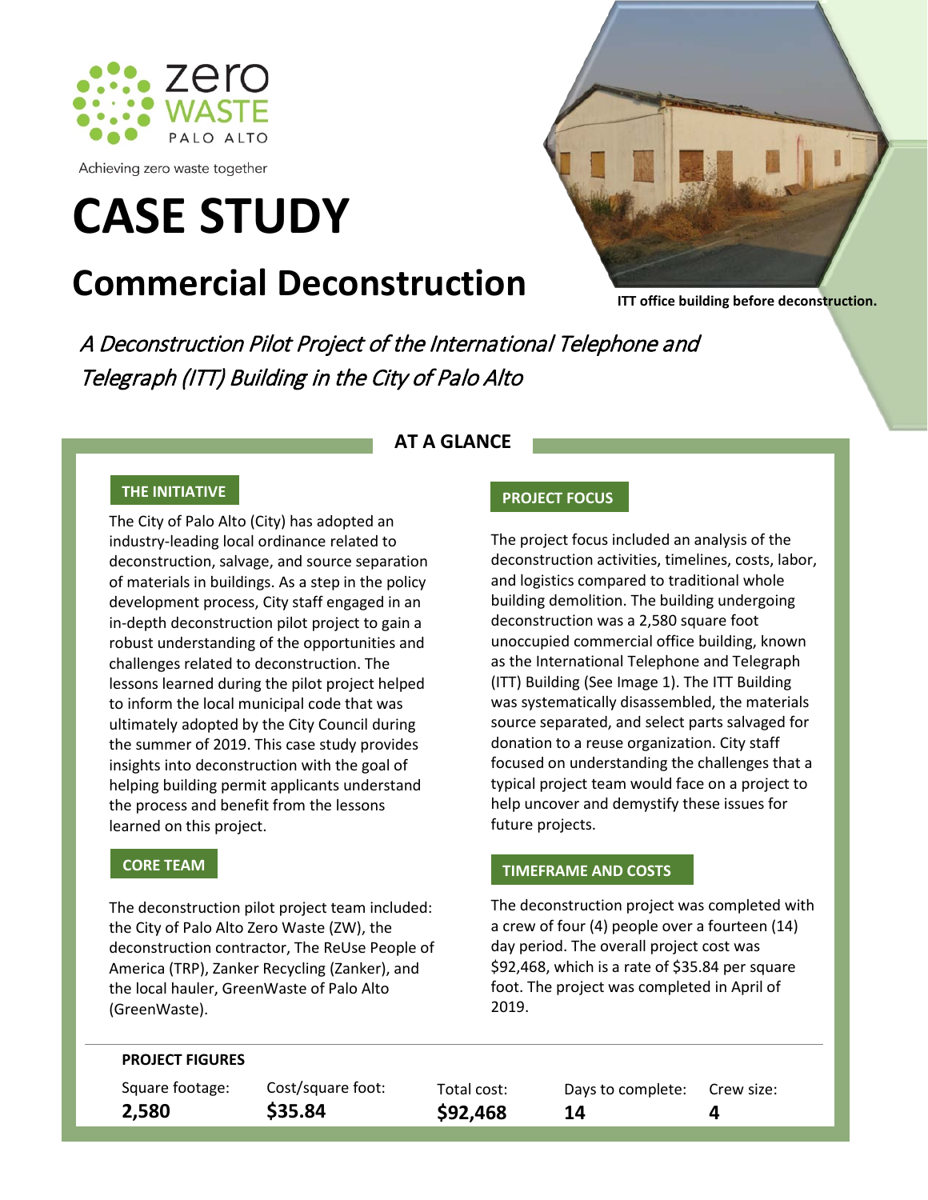zero WASTE PALO ALTO

Achieving zero waste together

# CASE STUDY

## Commercial Deconstruction

ITT office building before deconstruction.

*A Deconstruction Pilot Project of the International Telephone and Telegraph (ITT) Building in the City of Palo Alto*

### AT A GLANCE

#### THE INITIATIVE

The City of Palo Alto (City) has adopted an industry-leading local ordinance related to deconstruction, salvage, and source separation of materials in buildings. As a step in the policy development process, City staff engaged in an in-depth deconstruction pilot project to gain a robust understanding of the opportunities and challenges related to deconstruction. The lessons learned during the pilot project helped to inform the local municipal code that was ultimately adopted by the City Council during the summer of 2019. This case study provides insights into deconstruction with the goal of helping building permit applicants understand the process and benefit from the lessons learned on this project.

#### CORE TEAM

The deconstruction pilot project team included: the City of Palo Alto Zero Waste (ZW), the deconstruction contractor, The ReUse People of America (TRP), Zanker Recycling (Zanker), and the local hauler, GreenWaste of Palo Alto (GreenWaste).

#### PROJECT FOCUS

The project focus included an analysis of the deconstruction activities, timelines, costs, labor, and logistics compared to traditional whole building demolition. The building undergoing deconstruction was a 2,580 square foot unoccupied commercial office building, known as the International Telephone and Telegraph (ITT) Building (See Image 1). The ITT Building was systematically disassembled, the materials source separated, and select parts salvaged for donation to a reuse organization. City staff focused on understanding the challenges that a typical project team would face on a project to help uncover and demystify these issues for future projects.

#### TIMEFRAME AND COSTS

The deconstruction project was completed with a crew of four (4) people over a fourteen (14) day period. The overall project cost was $92,468, which is a rate of $35.84 per square foot. The project was completed in April of 2019.

#### PROJECT FIGURES

| Square footage: | Cost/square foot: | Total cost: | Days to complete: | Crew size: |
|---|---|---|---|---|
| **2,580** | **$35.84** | **$92,468** | **14** | **4** |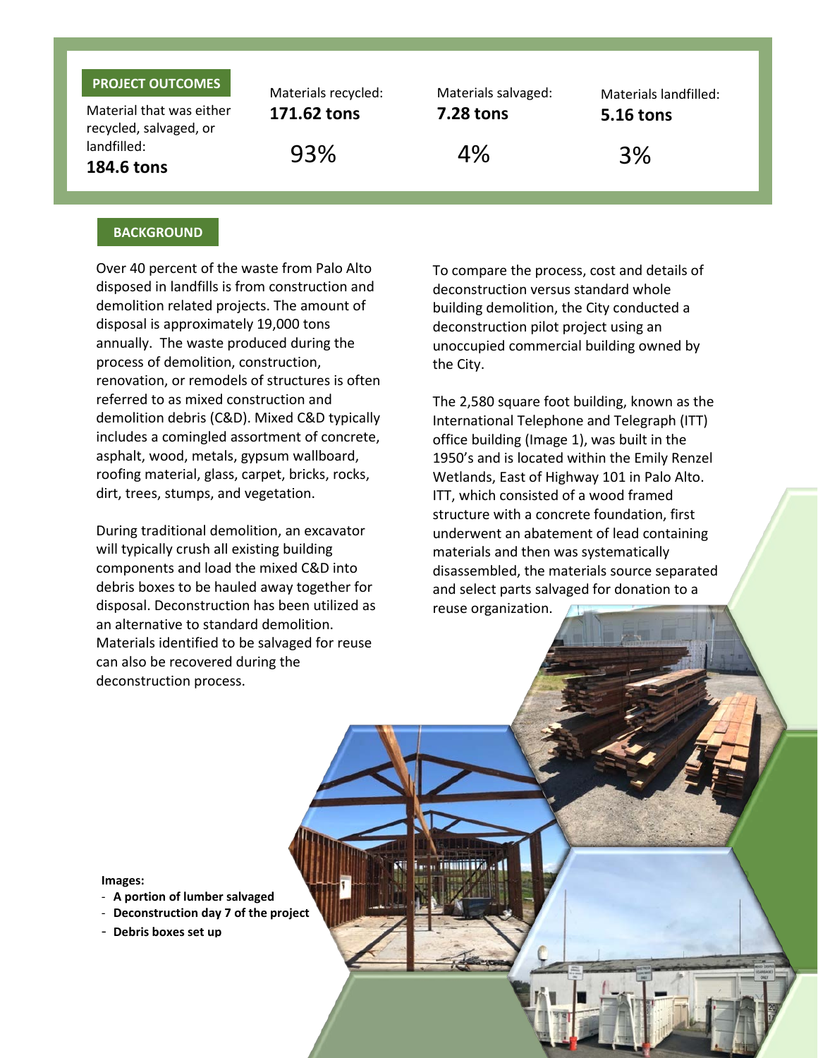## PROJECT OUTCOMES

| Material that was either recycled, salvaged, or landfilled: | Materials recycled: | Materials salvaged: | Materials landfilled: |
|---|---|---|---|
| **184.6 tons** | **171.62 tons** | **7.28 tons** | **5.16 tons** |
| | 93% | 4% | 3% |

## BACKGROUND

Over 40 percent of the waste from Palo Alto disposed in landfills is from construction and demolition related projects. The amount of disposal is approximately 19,000 tons annually. The waste produced during the process of demolition, construction, renovation, or remodels of structures is often referred to as mixed construction and demolition debris (C&D). Mixed C&D typically includes a comingled assortment of concrete, asphalt, wood, metals, gypsum wallboard, roofing material, glass, carpet, bricks, rocks, dirt, trees, stumps, and vegetation.

During traditional demolition, an excavator will typically crush all existing building components and load the mixed C&D into debris boxes to be hauled away together for disposal. Deconstruction has been utilized as an alternative to standard demolition. Materials identified to be salvaged for reuse can also be recovered during the deconstruction process.

To compare the process, cost and details of deconstruction versus standard whole building demolition, the City conducted a deconstruction pilot project using an unoccupied commercial building owned by the City.

The 2,580 square foot building, known as the International Telephone and Telegraph (ITT) office building (Image 1), was built in the 1950's and is located within the Emily Renzel Wetlands, East of Highway 101 in Palo Alto. ITT, which consisted of a wood framed structure with a concrete foundation, first underwent an abatement of lead containing materials and then was systematically disassembled, the materials source separated and select parts salvaged for donation to a reuse organization.

**Images:**
- **A portion of lumber salvaged**
- **Deconstruction day 7 of the project**
- **Debris boxes set up**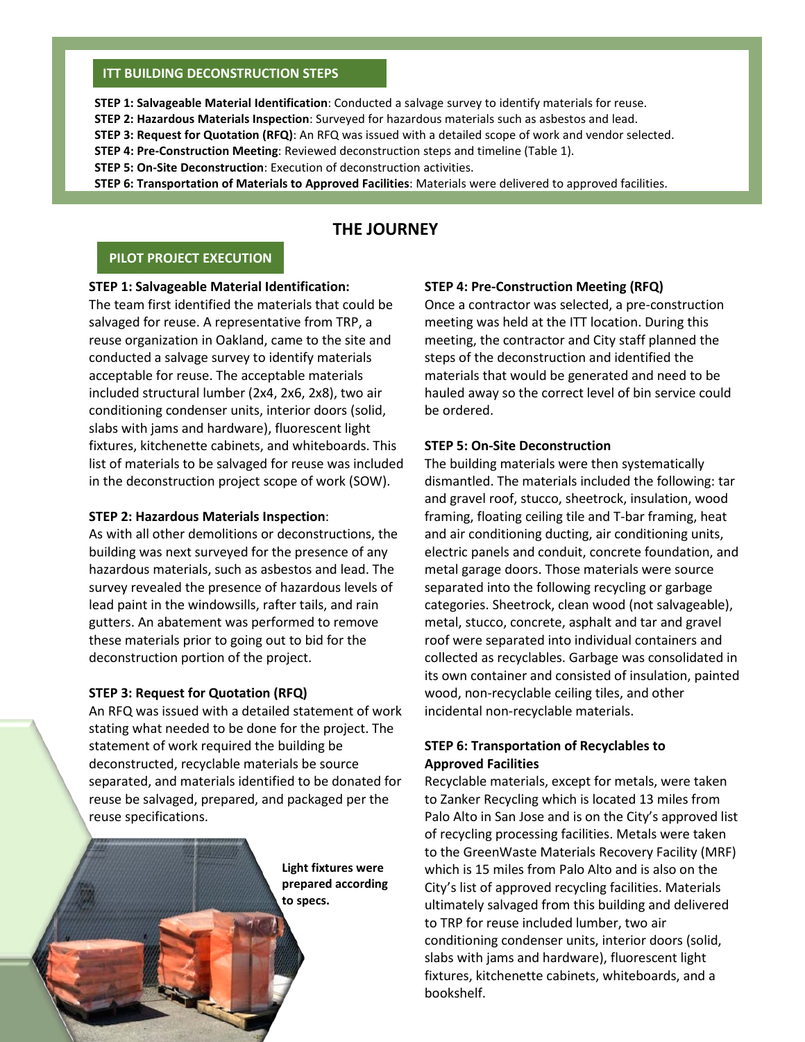## ITT BUILDING DECONSTRUCTION STEPS

**STEP 1: Salvageable Material Identification**: Conducted a salvage survey to identify materials for reuse.
**STEP 2: Hazardous Materials Inspection**: Surveyed for hazardous materials such as asbestos and lead.
**STEP 3: Request for Quotation (RFQ)**: An RFQ was issued with a detailed scope of work and vendor selected.
**STEP 4: Pre-Construction Meeting**: Reviewed deconstruction steps and timeline (Table 1).
**STEP 5: On-Site Deconstruction**: Execution of deconstruction activities.
**STEP 6: Transportation of Materials to Approved Facilities**: Materials were delivered to approved facilities.

# THE JOURNEY

## PILOT PROJECT EXECUTION

**STEP 1: Salvageable Material Identification:**
The team first identified the materials that could be salvaged for reuse. A representative from TRP, a reuse organization in Oakland, came to the site and conducted a salvage survey to identify materials acceptable for reuse. The acceptable materials included structural lumber (2x4, 2x6, 2x8), two air conditioning condenser units, interior doors (solid, slabs with jams and hardware), fluorescent light fixtures, kitchenette cabinets, and whiteboards. This list of materials to be salvaged for reuse was included in the deconstruction project scope of work (SOW).

**STEP 2: Hazardous Materials Inspection**:
As with all other demolitions or deconstructions, the building was next surveyed for the presence of any hazardous materials, such as asbestos and lead. The survey revealed the presence of hazardous levels of lead paint in the windowsills, rafter tails, and rain gutters. An abatement was performed to remove these materials prior to going out to bid for the deconstruction portion of the project.

**STEP 3: Request for Quotation (RFQ)**
An RFQ was issued with a detailed statement of work stating what needed to be done for the project. The statement of work required the building be deconstructed, recyclable materials be source separated, and materials identified to be donated for reuse be salvaged, prepared, and packaged per the reuse specifications.

**Light fixtures were prepared according to specs.**

**STEP 4: Pre-Construction Meeting (RFQ)**
Once a contractor was selected, a pre-construction meeting was held at the ITT location. During this meeting, the contractor and City staff planned the steps of the deconstruction and identified the materials that would be generated and need to be hauled away so the correct level of bin service could be ordered.

**STEP 5: On-Site Deconstruction**
The building materials were then systematically dismantled. The materials included the following: tar and gravel roof, stucco, sheetrock, insulation, wood framing, floating ceiling tile and T-bar framing, heat and air conditioning ducting, air conditioning units, electric panels and conduit, concrete foundation, and metal garage doors. Those materials were source separated into the following recycling or garbage categories. Sheetrock, clean wood (not salvageable), metal, stucco, concrete, asphalt and tar and gravel roof were separated into individual containers and collected as recyclables. Garbage was consolidated in its own container and consisted of insulation, painted wood, non-recyclable ceiling tiles, and other incidental non-recyclable materials.

**STEP 6: Transportation of Recyclables to Approved Facilities**
Recyclable materials, except for metals, were taken to Zanker Recycling which is located 13 miles from Palo Alto in San Jose and is on the City's approved list of recycling processing facilities. Metals were taken to the GreenWaste Materials Recovery Facility (MRF) which is 15 miles from Palo Alto and is also on the City's list of approved recycling facilities. Materials ultimately salvaged from this building and delivered to TRP for reuse included lumber, two air conditioning condenser units, interior doors (solid, slabs with jams and hardware), fluorescent light fixtures, kitchenette cabinets, whiteboards, and a bookshelf.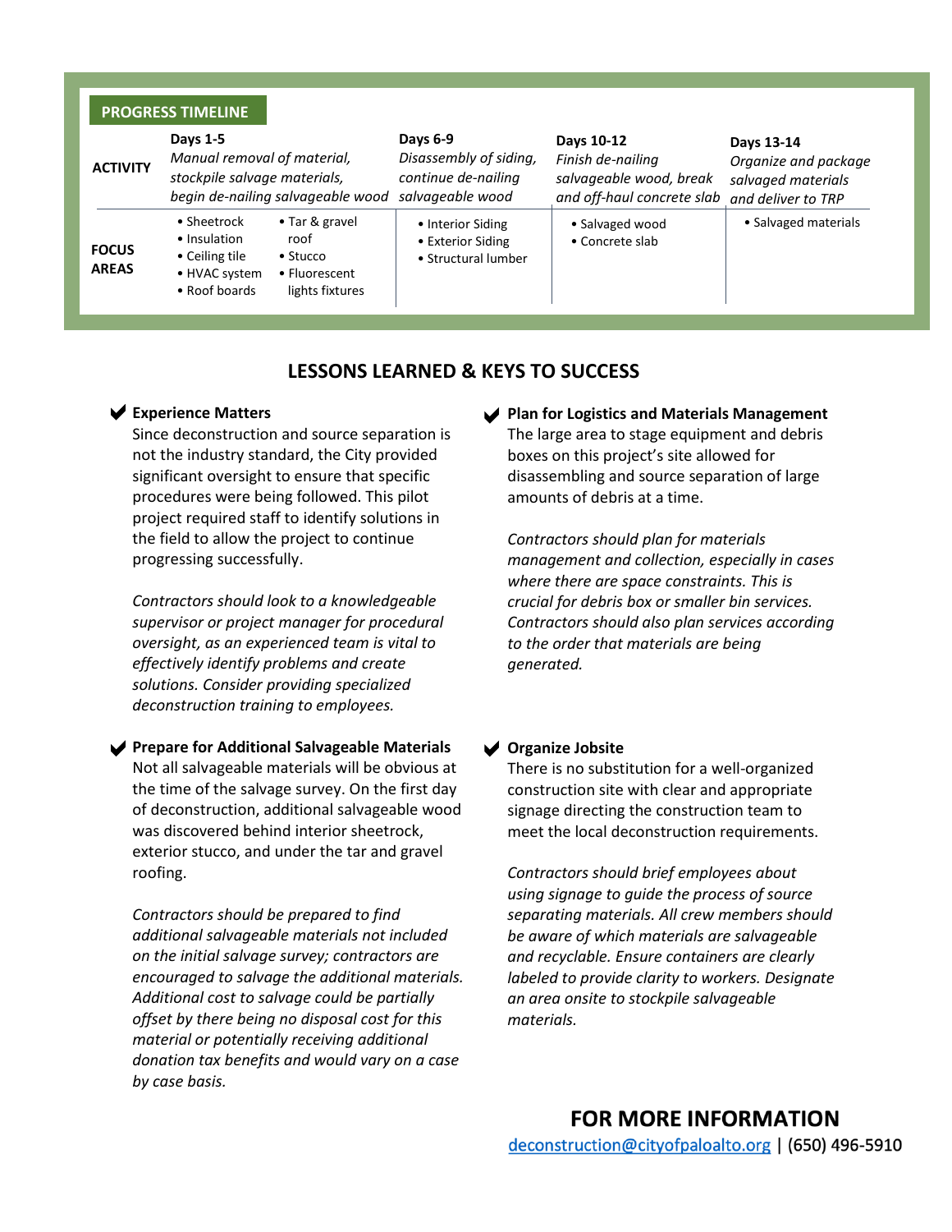## PROGRESS TIMELINE

| | Days 1-5 | Days 6-9 | Days 10-12 | Days 13-14 |
|---|---|---|---|---|
| **ACTIVITY** | *Manual removal of material, stockpile salvage materials, begin de-nailing salvageable wood* | *Disassembly of siding, continue de-nailing salvageable wood* | *Finish de-nailing salvageable wood, break and off-haul concrete slab* | *Organize and package salvaged materials and deliver to TRP* |
| **FOCUS AREAS** | • Sheetrock<br>• Insulation<br>• Ceiling tile<br>• HVAC system<br>• Roof boards<br>• Tar & gravel roof<br>• Stucco<br>• Fluorescent lights fixtures | • Interior Siding<br>• Exterior Siding<br>• Structural lumber | • Salvaged wood<br>• Concrete slab | • Salvaged materials |

## LESSONS LEARNED & KEYS TO SUCCESS

**Experience Matters**

Since deconstruction and source separation is not the industry standard, the City provided significant oversight to ensure that specific procedures were being followed. This pilot project required staff to identify solutions in the field to allow the project to continue progressing successfully.

*Contractors should look to a knowledgeable supervisor or project manager for procedural oversight, as an experienced team is vital to effectively identify problems and create solutions. Consider providing specialized deconstruction training to employees.*

**Prepare for Additional Salvageable Materials**

Not all salvageable materials will be obvious at the time of the salvage survey. On the first day of deconstruction, additional salvageable wood was discovered behind interior sheetrock, exterior stucco, and under the tar and gravel roofing.

*Contractors should be prepared to find additional salvageable materials not included on the initial salvage survey; contractors are encouraged to salvage the additional materials. Additional cost to salvage could be partially offset by there being no disposal cost for this material or potentially receiving additional donation tax benefits and would vary on a case by case basis.*

**Plan for Logistics and Materials Management**

The large area to stage equipment and debris boxes on this project's site allowed for disassembling and source separation of large amounts of debris at a time.

*Contractors should plan for materials management and collection, especially in cases where there are space constraints. This is crucial for debris box or smaller bin services. Contractors should also plan services according to the order that materials are being generated.*

**Organize Jobsite**

There is no substitution for a well-organized construction site with clear and appropriate signage directing the construction team to meet the local deconstruction requirements.

*Contractors should brief employees about using signage to guide the process of source separating materials. All crew members should be aware of which materials are salvageable and recyclable. Ensure containers are clearly labeled to provide clarity to workers. Designate an area onsite to stockpile salvageable materials.*

## FOR MORE INFORMATION

deconstruction@cityofpaloalto.org | (650) 496-5910